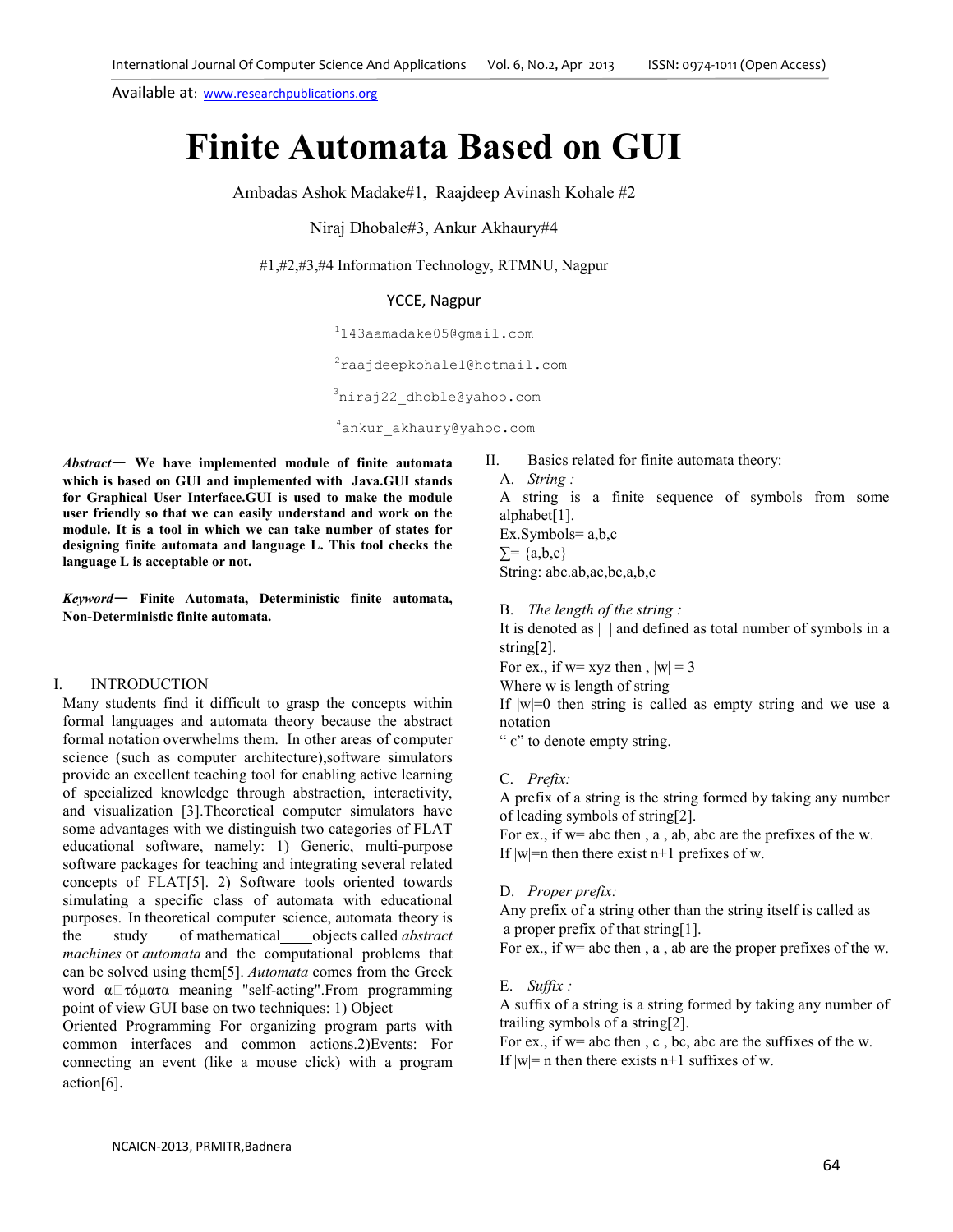# Finite Automata Based on GUI

Ambadas Ashok Madake#1, Raajdeep Avinash Kohale #2

Niraj Dhobale#3, Ankur Akhaury#4

#1,#2,#3,#4 Information Technology, RTMNU, Nagpur

YCCE, Nagpur

[1]143aamadake05@gmail.com

[2]raajdeepkohale1@hotmail.com

[3]niraj22_dhoble@yahoo.com

[4]ankur_akhaury@yahoo.com

***Abstract*— We have implemented module of finite automata which is based on GUI and implemented with Java.GUI stands for Graphical User Interface.GUI is used to make the module user friendly so that we can easily understand and work on the module. It is a tool in which we can take number of states for designing finite automata and language L. This tool checks the language L is acceptable or not.**

***Keyword*— Finite Automata, Deterministic finite automata, Non-Deterministic finite automata.**

## I. INTRODUCTION

Many students find it difficult to grasp the concepts within formal languages and automata theory because the abstract formal notation overwhelms them. In other areas of computer science (such as computer architecture),software simulators provide an excellent teaching tool for enabling active learning of specialized knowledge through abstraction, interactivity, and visualization [3].Theoretical computer simulators have some advantages with we distinguish two categories of FLAT educational software, namely: 1) Generic, multi-purpose software packages for teaching and integrating several related concepts of FLAT[5]. 2) Software tools oriented towards simulating a specific class of automata with educational purposes. In theoretical computer science, automata theory is the study of mathematical objects called *abstract machines* or *automata* and the computational problems that can be solved using them[5]. *Automata* comes from the Greek word α�τόματα meaning "self-acting".From programming point of view GUI base on two techniques: 1) Object Oriented Programming For organizing program parts with common interfaces and common actions.2)Events: For connecting an event (like a mouse click) with a program action[6].

## II. Basics related for finite automata theory:

### A. *String :*

A string is a finite sequence of symbols from some alphabet[1].

Ex.Symbols= a,b,c

∑= {a,b,c}

String: abc.ab,ac,bc,a,b,c

### B. *The length of the string :*

It is denoted as | | and defined as total number of symbols in a string[2].

For ex., if w= xyz then , |w| = 3

Where w is length of string

If |w|=0 then string is called as empty string and we use a notation

" ϵ" to denote empty string.

### C. *Prefix:*

A prefix of a string is the string formed by taking any number of leading symbols of string[2].

For ex., if w= abc then , a , ab, abc are the prefixes of the w.

If |w|=n then there exist n+1 prefixes of w.

### D. *Proper prefix:*

Any prefix of a string other than the string itself is called as a proper prefix of that string[1].

For ex., if w= abc then , a , ab are the proper prefixes of the w.

### E. *Suffix :*

A suffix of a string is a string formed by taking any number of trailing symbols of a string[2].

For ex., if w= abc then , c , bc, abc are the suffixes of the w.

If |w|= n then there exists n+1 suffixes of w.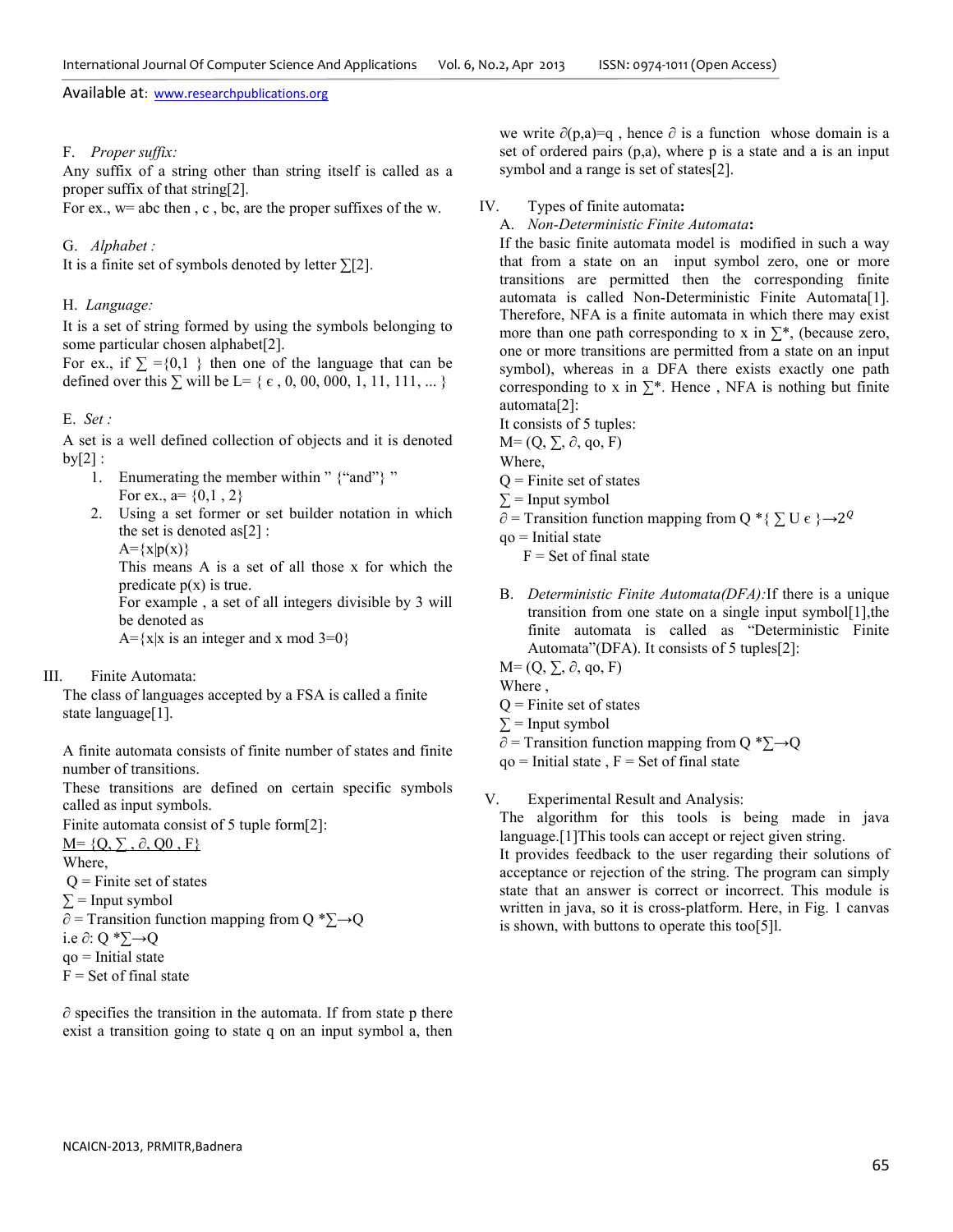F. *Proper suffix:*

Any suffix of a string other than string itself is called as a proper suffix of that string[2].

For ex., w= abc then , c , bc, are the proper suffixes of the w.

G. *Alphabet :*

It is a finite set of symbols denoted by letter $\sum$[2].

H. *Language:*

It is a set of string formed by using the symbols belonging to some particular chosen alphabet[2].

For ex., if $\sum$ ={0,1 } then one of the language that can be defined over this $\sum$ will be L= { ϵ , 0, 00, 000, 1, 11, 111, ... }

E. *Set :*

A set is a well defined collection of objects and it is denoted by[2] :

1. Enumerating the member within " {"and"} "
   For ex., a= {0,1 , 2}
2. Using a set former or set builder notation in which the set is denoted as[2] :
   A={x|p(x)}
   This means A is a set of all those x for which the predicate p(x) is true.
   For example , a set of all integers divisible by 3 will be denoted as
   A={x|x is an integer and x mod 3=0}

III. Finite Automata:

The class of languages accepted by a FSA is called a finite state language[1].

A finite automata consists of finite number of states and finite number of transitions.

These transitions are defined on certain specific symbols called as input symbols.

Finite automata consist of 5 tuple form[2]:

<u>M= {Q, ∑ , ∂, Q0 , F}</u>

Where,

Q = Finite set of states

$\sum$ = Input symbol

$\partial$ = Transition function mapping from $Q * \sum \rightarrow Q$

i.e $\partial$: $Q * \sum \rightarrow Q$

qo = Initial state

F = Set of final state

$\partial$ specifies the transition in the automata. If from state p there exist a transition going to state q on an input symbol a, then we write $\partial(p,a)=q$ , hence $\partial$ is a function whose domain is a set of ordered pairs (p,a), where p is a state and a is an input symbol and a range is set of states[2].

IV. Types of finite automata**:**

A. *Non-Deterministic Finite Automata***:**

If the basic finite automata model is modified in such a way that from a state on an input symbol zero, one or more transitions are permitted then the corresponding finite automata is called Non-Deterministic Finite Automata[1]. Therefore, NFA is a finite automata in which there may exist more than one path corresponding to x in $\sum$*, (because zero, one or more transitions are permitted from a state on an input symbol), whereas in a DFA there exists exactly one path corresponding to x in $\sum$*. Hence , NFA is nothing but finite automata[2]:

It consists of 5 tuples:

M= (Q, $\sum$, $\partial$, qo, F)

Where,

Q = Finite set of states

$\sum$ = Input symbol

$\partial$ = Transition function mapping from $Q * \{ \sum \cup \epsilon \} \rightarrow 2^Q$

qo = Initial state

F = Set of final state

B. *Deterministic Finite Automata(DFA):*If there is a unique transition from one state on a single input symbol[1],the finite automata is called as "Deterministic Finite Automata"(DFA). It consists of 5 tuples[2]:

M= (Q, $\sum$, $\partial$, qo, F)

Where ,

Q = Finite set of states

$\sum$ = Input symbol

$\partial$ = Transition function mapping from $Q * \sum \rightarrow Q$

qo = Initial state , F = Set of final state

V. Experimental Result and Analysis:

The algorithm for this tools is being made in java language.[1]This tools can accept or reject given string.

It provides feedback to the user regarding their solutions of acceptance or rejection of the string. The program can simply state that an answer is correct or incorrect. This module is written in java, so it is cross-platform. Here, in Fig. 1 canvas is shown, with buttons to operate this too[5]l.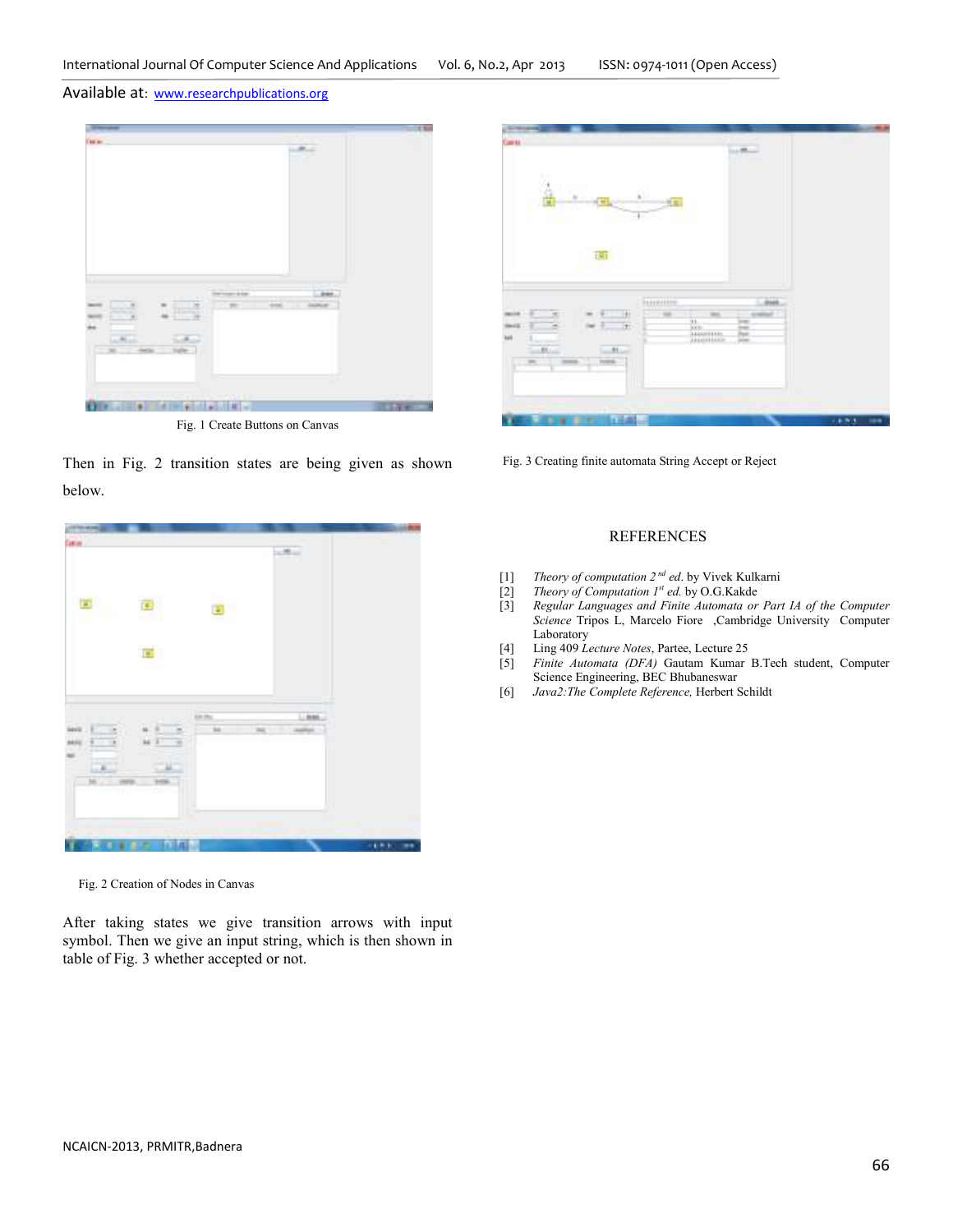Fig. 1 Create Buttons on Canvas

Then in Fig. 2 transition states are being given as shown below.

Fig. 2 Creation of Nodes in Canvas

After taking states we give transition arrows with input symbol. Then we give an input string, which is then shown in table of Fig. 3 whether accepted or not.

Fig. 3 Creating finite automata String Accept or Reject

## REFERENCES

[1] *Theory of computation $2^{nd}$ ed.* by Vivek Kulkarni

[2] *Theory of Computation $1^{st}$ ed.* by O.G.Kakde

[3] *Regular Languages and Finite Automata or Part IA of the Computer Science* Tripos L, Marcelo Fiore ,Cambridge University Computer Laboratory

[4] Ling 409 *Lecture Notes*, Partee, Lecture 25

[5] *Finite Automata (DFA)* Gautam Kumar B.Tech student, Computer Science Engineering, BEC Bhubaneswar

[6] *Java2:The Complete Reference,* Herbert Schildt

NCAICN-2013, PRMITR,Badnera